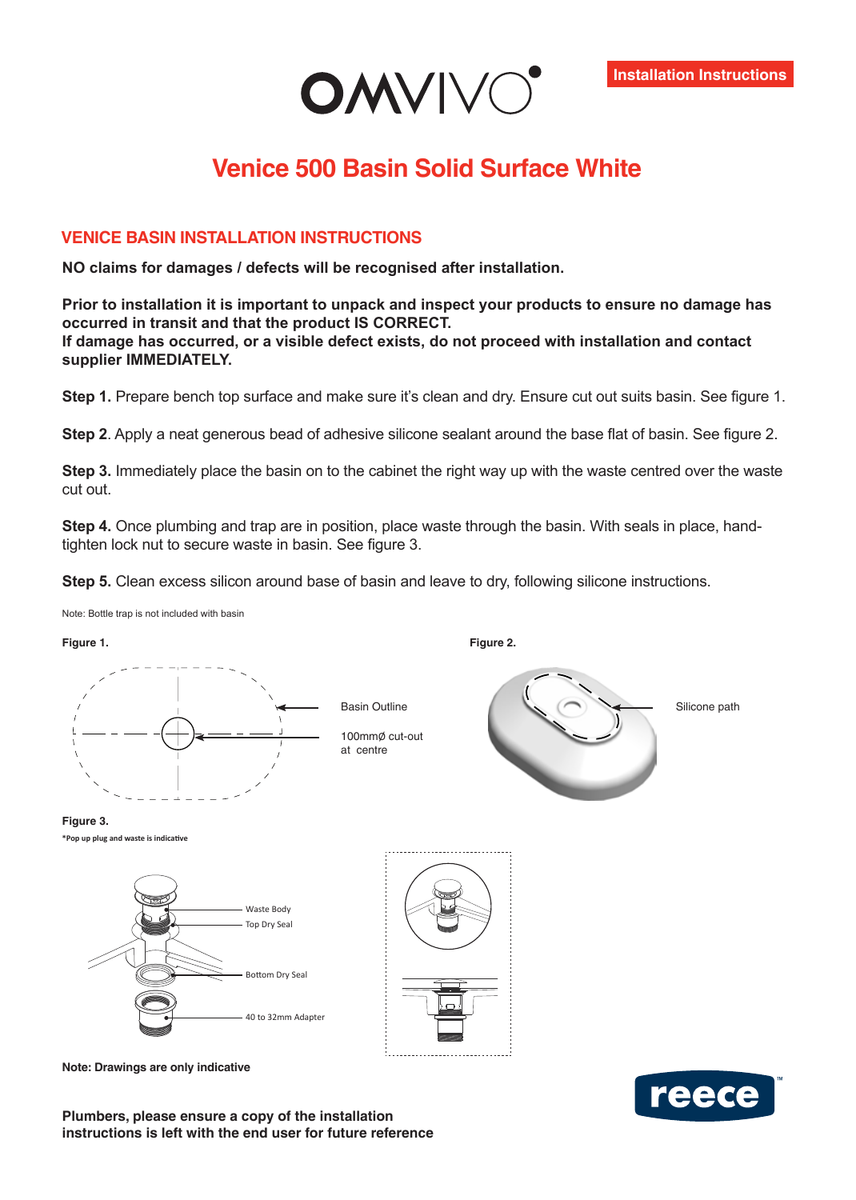OMVIVO

Installation Instructions

# Venice 500 Basin Solid Surface White

## VENICE BASIN INSTALLATION INSTRUCTIONS

**NO claims for damages / defects will be recognised after installation.**

**Prior to installation it is important to unpack and inspect your products to ensure no damage has occurred in transit and that the product IS CORRECT.**
**If damage has occurred, or a visible defect exists, do not proceed with installation and contact supplier IMMEDIATELY.**

**Step 1.** Prepare bench top surface and make sure it's clean and dry. Ensure cut out suits basin. See figure 1.

**Step 2**. Apply a neat generous bead of adhesive silicone sealant around the base flat of basin. See figure 2.

**Step 3.** Immediately place the basin on to the cabinet the right way up with the waste centred over the waste cut out.

**Step 4.** Once plumbing and trap are in position, place waste through the basin. With seals in place, hand-tighten lock nut to secure waste in basin. See figure 3.

**Step 5.** Clean excess silicon around base of basin and leave to dry, following silicone instructions.

Note: Bottle trap is not included with basin

**Figure 1.**

Basin Outline

100mmØ cut-out at centre

**Figure 2.**

Silicone path

**Figure 3.**

**\*Pop up plug and waste is indicative**

Waste Body

Top Dry Seal

Bottom Dry Seal

40 to 32mm Adapter

**Note: Drawings are only indicative**

**Plumbers, please ensure a copy of the installation instructions is left with the end user for future reference**

reece™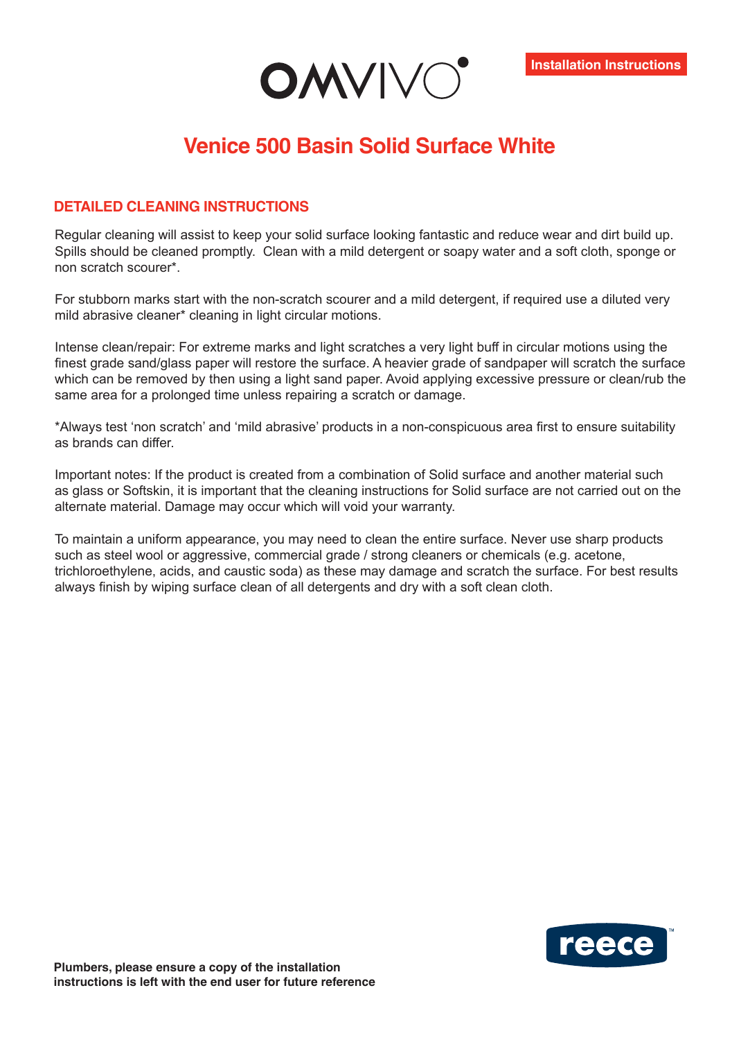Installation Instructions

# Venice 500 Basin Solid Surface White

## DETAILED CLEANING INSTRUCTIONS

Regular cleaning will assist to keep your solid surface looking fantastic and reduce wear and dirt build up. Spills should be cleaned promptly. Clean with a mild detergent or soapy water and a soft cloth, sponge or non scratch scourer*.

For stubborn marks start with the non-scratch scourer and a mild detergent, if required use a diluted very mild abrasive cleaner* cleaning in light circular motions.

Intense clean/repair: For extreme marks and light scratches a very light buff in circular motions using the finest grade sand/glass paper will restore the surface. A heavier grade of sandpaper will scratch the surface which can be removed by then using a light sand paper. Avoid applying excessive pressure or clean/rub the same area for a prolonged time unless repairing a scratch or damage.

*Always test 'non scratch' and 'mild abrasive' products in a non-conspicuous area first to ensure suitability as brands can differ.

Important notes: If the product is created from a combination of Solid surface and another material such as glass or Softskin, it is important that the cleaning instructions for Solid surface are not carried out on the alternate material. Damage may occur which will void your warranty.

To maintain a uniform appearance, you may need to clean the entire surface. Never use sharp products such as steel wool or aggressive, commercial grade / strong cleaners or chemicals (e.g. acetone, trichloroethylene, acids, and caustic soda) as these may damage and scratch the surface. For best results always finish by wiping surface clean of all detergents and dry with a soft clean cloth.

**Plumbers, please ensure a copy of the installation instructions is left with the end user for future reference**